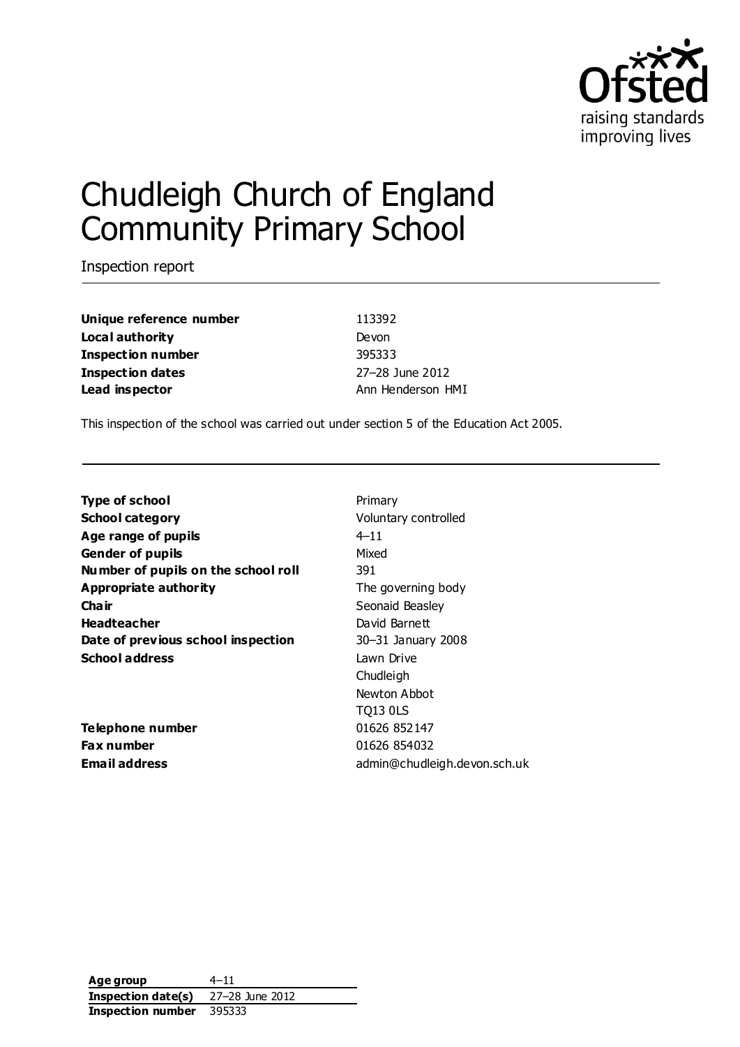# Chudleigh Church of England Community Primary School

Inspection report

| | |
|---|---|
| **Unique reference number** | 113392 |
| **Local authority** | Devon |
| **Inspection number** | 395333 |
| **Inspection dates** | 27–28 June 2012 |
| **Lead inspector** | Ann Henderson HMI |

This inspection of the school was carried out under section 5 of the Education Act 2005.

| | |
|---|---|
| **Type of school** | Primary |
| **School category** | Voluntary controlled |
| **Age range of pupils** | 4–11 |
| **Gender of pupils** | Mixed |
| **Number of pupils on the school roll** | 391 |
| **Appropriate authority** | The governing body |
| **Chair** | Seonaid Beasley |
| **Headteacher** | David Barnett |
| **Date of previous school inspection** | 30–31 January 2008 |
| **School address** | Lawn Drive<br>Chudleigh<br>Newton Abbot<br>TQ13 0LS |
| **Telephone number** | 01626 852147 |
| **Fax number** | 01626 854032 |
| **Email address** | admin@chudleigh.devon.sch.uk |

| | |
|---|---|
| **Age group** | 4–11 |
| **Inspection date(s)** | 27–28 June 2012 |
| **Inspection number** | 395333 |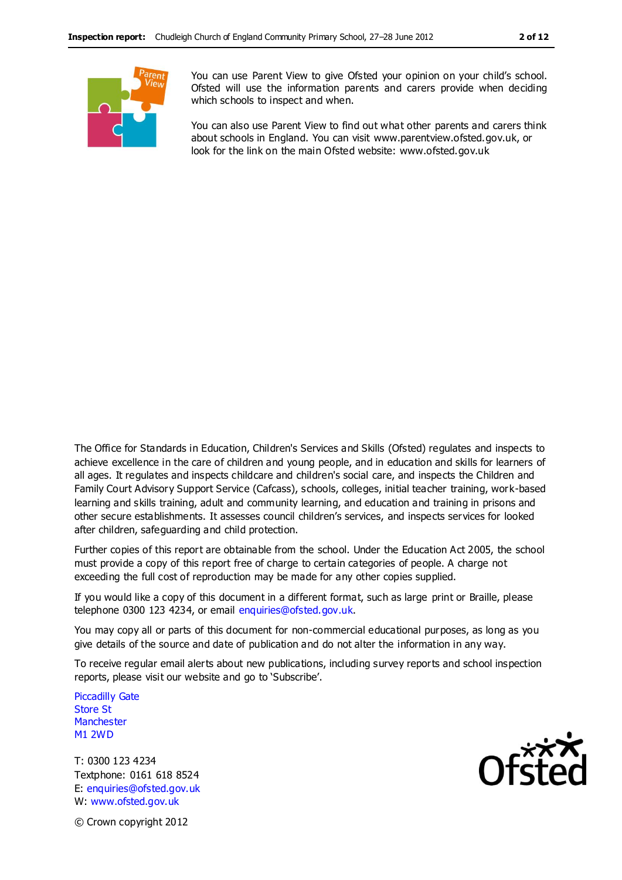You can use Parent View to give Ofsted your opinion on your child's school. Ofsted will use the information parents and carers provide when deciding which schools to inspect and when.

You can also use Parent View to find out what other parents and carers think about schools in England. You can visit www.parentview.ofsted.gov.uk, or look for the link on the main Ofsted website: www.ofsted.gov.uk

The Office for Standards in Education, Children's Services and Skills (Ofsted) regulates and inspects to achieve excellence in the care of children and young people, and in education and skills for learners of all ages. It regulates and inspects childcare and children's social care, and inspects the Children and Family Court Advisory Support Service (Cafcass), schools, colleges, initial teacher training, work-based learning and skills training, adult and community learning, and education and training in prisons and other secure establishments. It assesses council children's services, and inspects services for looked after children, safeguarding and child protection.

Further copies of this report are obtainable from the school. Under the Education Act 2005, the school must provide a copy of this report free of charge to certain categories of people. A charge not exceeding the full cost of reproduction may be made for any other copies supplied.

If you would like a copy of this document in a different format, such as large print or Braille, please telephone 0300 123 4234, or email enquiries@ofsted.gov.uk.

You may copy all or parts of this document for non-commercial educational purposes, as long as you give details of the source and date of publication and do not alter the information in any way.

To receive regular email alerts about new publications, including survey reports and school inspection reports, please visit our website and go to 'Subscribe'.

Piccadilly Gate
Store St
Manchester
M1 2WD

T: 0300 123 4234
Textphone: 0161 618 8524
E: enquiries@ofsted.gov.uk
W: www.ofsted.gov.uk

© Crown copyright 2012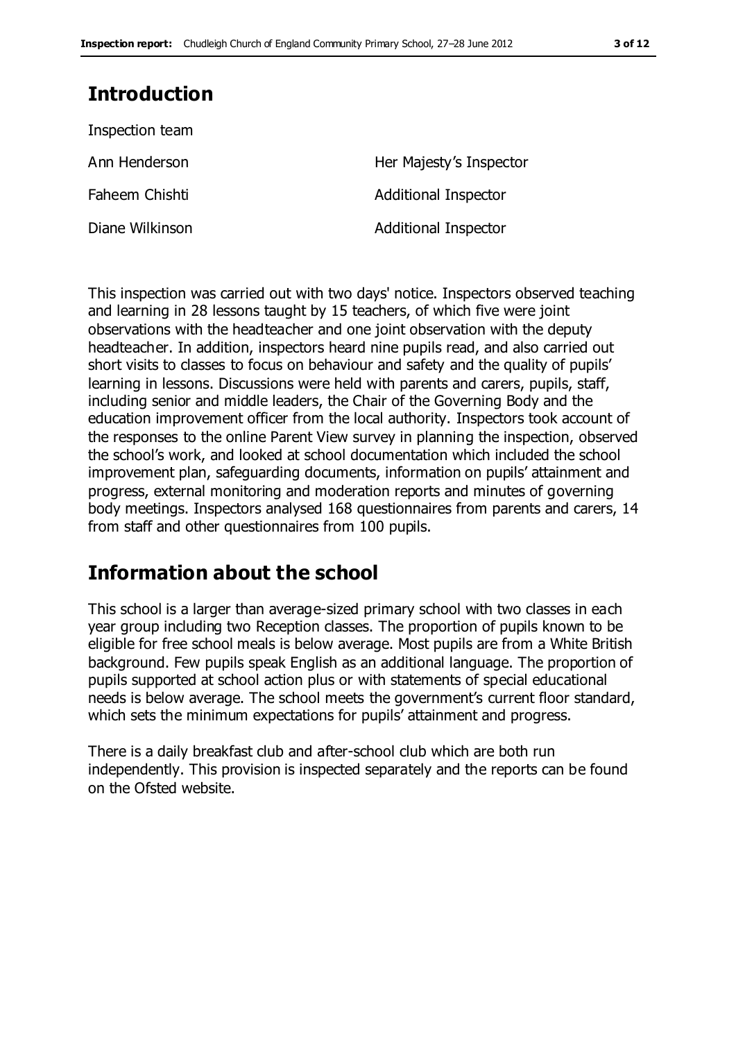## Introduction

Inspection team

| | |
|---|---|
| Ann Henderson | Her Majesty's Inspector |
| Faheem Chishti | Additional Inspector |
| Diane Wilkinson | Additional Inspector |

This inspection was carried out with two days' notice. Inspectors observed teaching and learning in 28 lessons taught by 15 teachers, of which five were joint observations with the headteacher and one joint observation with the deputy headteacher. In addition, inspectors heard nine pupils read, and also carried out short visits to classes to focus on behaviour and safety and the quality of pupils' learning in lessons. Discussions were held with parents and carers, pupils, staff, including senior and middle leaders, the Chair of the Governing Body and the education improvement officer from the local authority. Inspectors took account of the responses to the online Parent View survey in planning the inspection, observed the school's work, and looked at school documentation which included the school improvement plan, safeguarding documents, information on pupils' attainment and progress, external monitoring and moderation reports and minutes of governing body meetings. Inspectors analysed 168 questionnaires from parents and carers, 14 from staff and other questionnaires from 100 pupils.

## Information about the school

This school is a larger than average-sized primary school with two classes in each year group including two Reception classes. The proportion of pupils known to be eligible for free school meals is below average. Most pupils are from a White British background. Few pupils speak English as an additional language. The proportion of pupils supported at school action plus or with statements of special educational needs is below average. The school meets the government's current floor standard, which sets the minimum expectations for pupils' attainment and progress.

There is a daily breakfast club and after-school club which are both run independently. This provision is inspected separately and the reports can be found on the Ofsted website.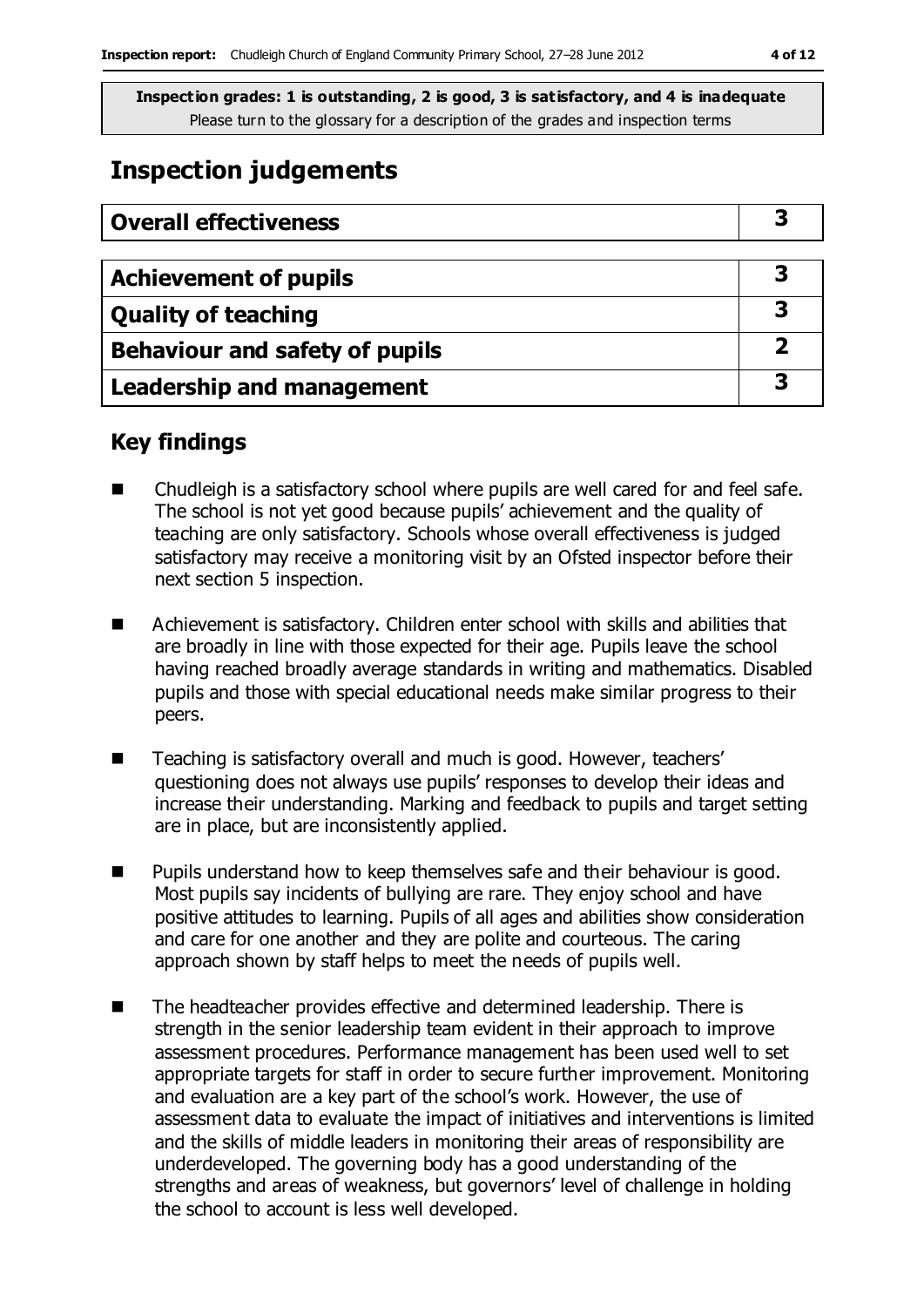**Inspection grades: 1 is outstanding, 2 is good, 3 is satisfactory, and 4 is inadequate**
Please turn to the glossary for a description of the grades and inspection terms

# Inspection judgements

| **Overall effectiveness** | **3** |
|---|---|

| **Achievement of pupils** | **3** |
|---|---|
| **Quality of teaching** | **3** |
| **Behaviour and safety of pupils** | **2** |
| **Leadership and management** | **3** |

## Key findings

- Chudleigh is a satisfactory school where pupils are well cared for and feel safe. The school is not yet good because pupils' achievement and the quality of teaching are only satisfactory. Schools whose overall effectiveness is judged satisfactory may receive a monitoring visit by an Ofsted inspector before their next section 5 inspection.
- Achievement is satisfactory. Children enter school with skills and abilities that are broadly in line with those expected for their age. Pupils leave the school having reached broadly average standards in writing and mathematics. Disabled pupils and those with special educational needs make similar progress to their peers.
- Teaching is satisfactory overall and much is good. However, teachers' questioning does not always use pupils' responses to develop their ideas and increase their understanding. Marking and feedback to pupils and target setting are in place, but are inconsistently applied.
- Pupils understand how to keep themselves safe and their behaviour is good. Most pupils say incidents of bullying are rare. They enjoy school and have positive attitudes to learning. Pupils of all ages and abilities show consideration and care for one another and they are polite and courteous. The caring approach shown by staff helps to meet the needs of pupils well.
- The headteacher provides effective and determined leadership. There is strength in the senior leadership team evident in their approach to improve assessment procedures. Performance management has been used well to set appropriate targets for staff in order to secure further improvement. Monitoring and evaluation are a key part of the school's work. However, the use of assessment data to evaluate the impact of initiatives and interventions is limited and the skills of middle leaders in monitoring their areas of responsibility are underdeveloped. The governing body has a good understanding of the strengths and areas of weakness, but governors' level of challenge in holding the school to account is less well developed.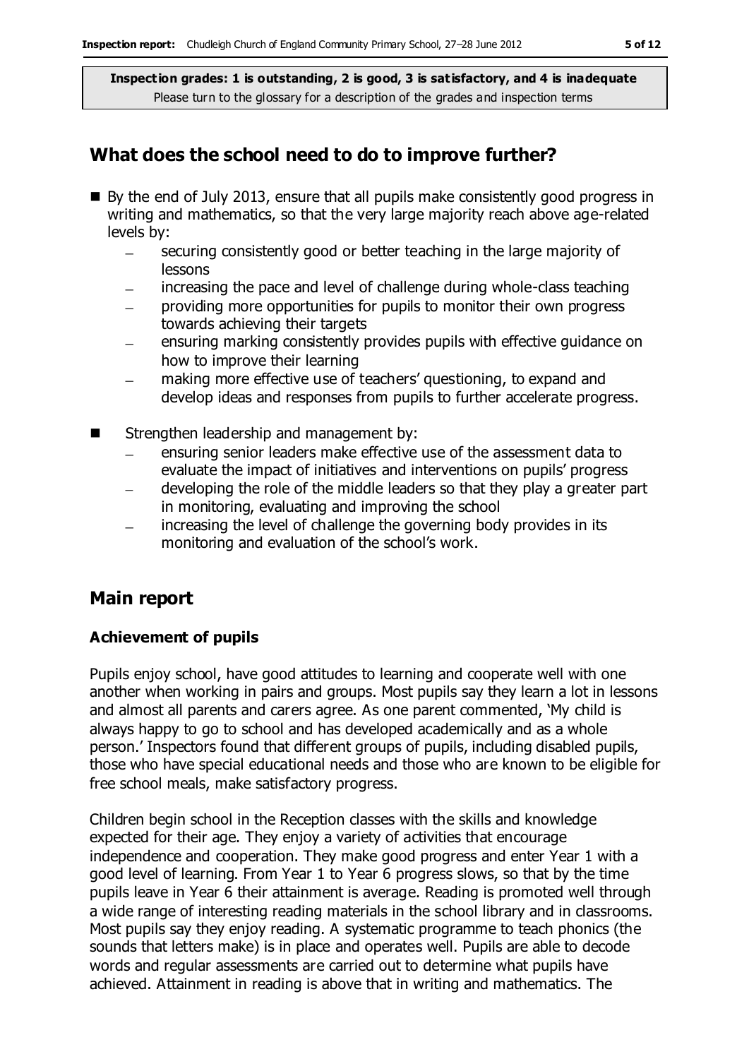**Inspection grades: 1 is outstanding, 2 is good, 3 is satisfactory, and 4 is inadequate**
Please turn to the glossary for a description of the grades and inspection terms

## What does the school need to do to improve further?

- By the end of July 2013, ensure that all pupils make consistently good progress in writing and mathematics, so that the very large majority reach above age-related levels by:
  - securing consistently good or better teaching in the large majority of lessons
  - increasing the pace and level of challenge during whole-class teaching
  - providing more opportunities for pupils to monitor their own progress towards achieving their targets
  - ensuring marking consistently provides pupils with effective guidance on how to improve their learning
  - making more effective use of teachers' questioning, to expand and develop ideas and responses from pupils to further accelerate progress.
- Strengthen leadership and management by:
  - ensuring senior leaders make effective use of the assessment data to evaluate the impact of initiatives and interventions on pupils' progress
  - developing the role of the middle leaders so that they play a greater part in monitoring, evaluating and improving the school
  - increasing the level of challenge the governing body provides in its monitoring and evaluation of the school's work.

## Main report

### Achievement of pupils

Pupils enjoy school, have good attitudes to learning and cooperate well with one another when working in pairs and groups. Most pupils say they learn a lot in lessons and almost all parents and carers agree. As one parent commented, 'My child is always happy to go to school and has developed academically and as a whole person.' Inspectors found that different groups of pupils, including disabled pupils, those who have special educational needs and those who are known to be eligible for free school meals, make satisfactory progress.

Children begin school in the Reception classes with the skills and knowledge expected for their age. They enjoy a variety of activities that encourage independence and cooperation. They make good progress and enter Year 1 with a good level of learning. From Year 1 to Year 6 progress slows, so that by the time pupils leave in Year 6 their attainment is average. Reading is promoted well through a wide range of interesting reading materials in the school library and in classrooms. Most pupils say they enjoy reading. A systematic programme to teach phonics (the sounds that letters make) is in place and operates well. Pupils are able to decode words and regular assessments are carried out to determine what pupils have achieved. Attainment in reading is above that in writing and mathematics. The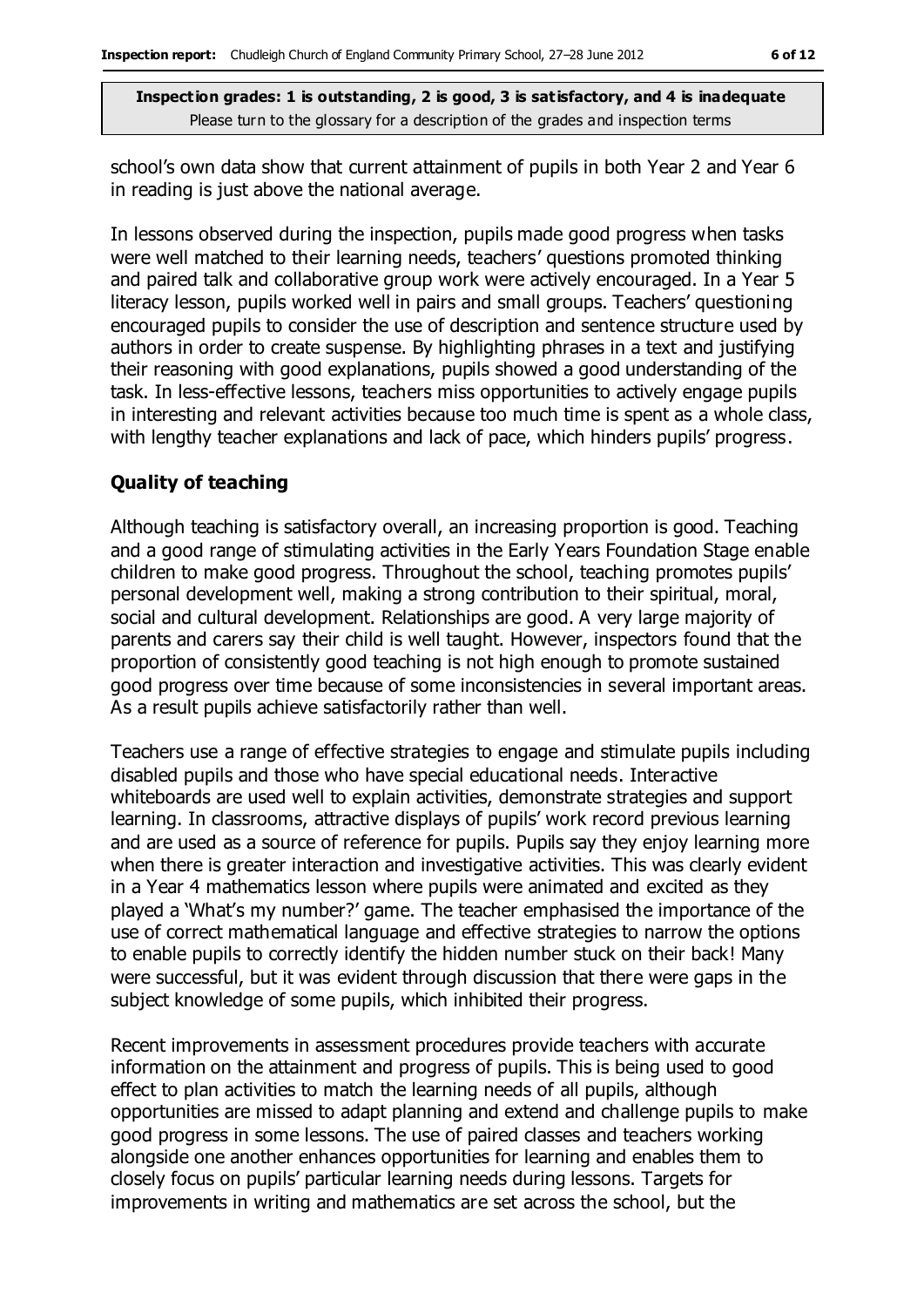school's own data show that current attainment of pupils in both Year 2 and Year 6 in reading is just above the national average.

In lessons observed during the inspection, pupils made good progress when tasks were well matched to their learning needs, teachers' questions promoted thinking and paired talk and collaborative group work were actively encouraged. In a Year 5 literacy lesson, pupils worked well in pairs and small groups. Teachers' questioning encouraged pupils to consider the use of description and sentence structure used by authors in order to create suspense. By highlighting phrases in a text and justifying their reasoning with good explanations, pupils showed a good understanding of the task. In less-effective lessons, teachers miss opportunities to actively engage pupils in interesting and relevant activities because too much time is spent as a whole class, with lengthy teacher explanations and lack of pace, which hinders pupils' progress.

### Quality of teaching

Although teaching is satisfactory overall, an increasing proportion is good. Teaching and a good range of stimulating activities in the Early Years Foundation Stage enable children to make good progress. Throughout the school, teaching promotes pupils' personal development well, making a strong contribution to their spiritual, moral, social and cultural development. Relationships are good. A very large majority of parents and carers say their child is well taught. However, inspectors found that the proportion of consistently good teaching is not high enough to promote sustained good progress over time because of some inconsistencies in several important areas. As a result pupils achieve satisfactorily rather than well.

Teachers use a range of effective strategies to engage and stimulate pupils including disabled pupils and those who have special educational needs. Interactive whiteboards are used well to explain activities, demonstrate strategies and support learning. In classrooms, attractive displays of pupils' work record previous learning and are used as a source of reference for pupils. Pupils say they enjoy learning more when there is greater interaction and investigative activities. This was clearly evident in a Year 4 mathematics lesson where pupils were animated and excited as they played a 'What's my number?' game. The teacher emphasised the importance of the use of correct mathematical language and effective strategies to narrow the options to enable pupils to correctly identify the hidden number stuck on their back! Many were successful, but it was evident through discussion that there were gaps in the subject knowledge of some pupils, which inhibited their progress.

Recent improvements in assessment procedures provide teachers with accurate information on the attainment and progress of pupils. This is being used to good effect to plan activities to match the learning needs of all pupils, although opportunities are missed to adapt planning and extend and challenge pupils to make good progress in some lessons. The use of paired classes and teachers working alongside one another enhances opportunities for learning and enables them to closely focus on pupils' particular learning needs during lessons. Targets for improvements in writing and mathematics are set across the school, but the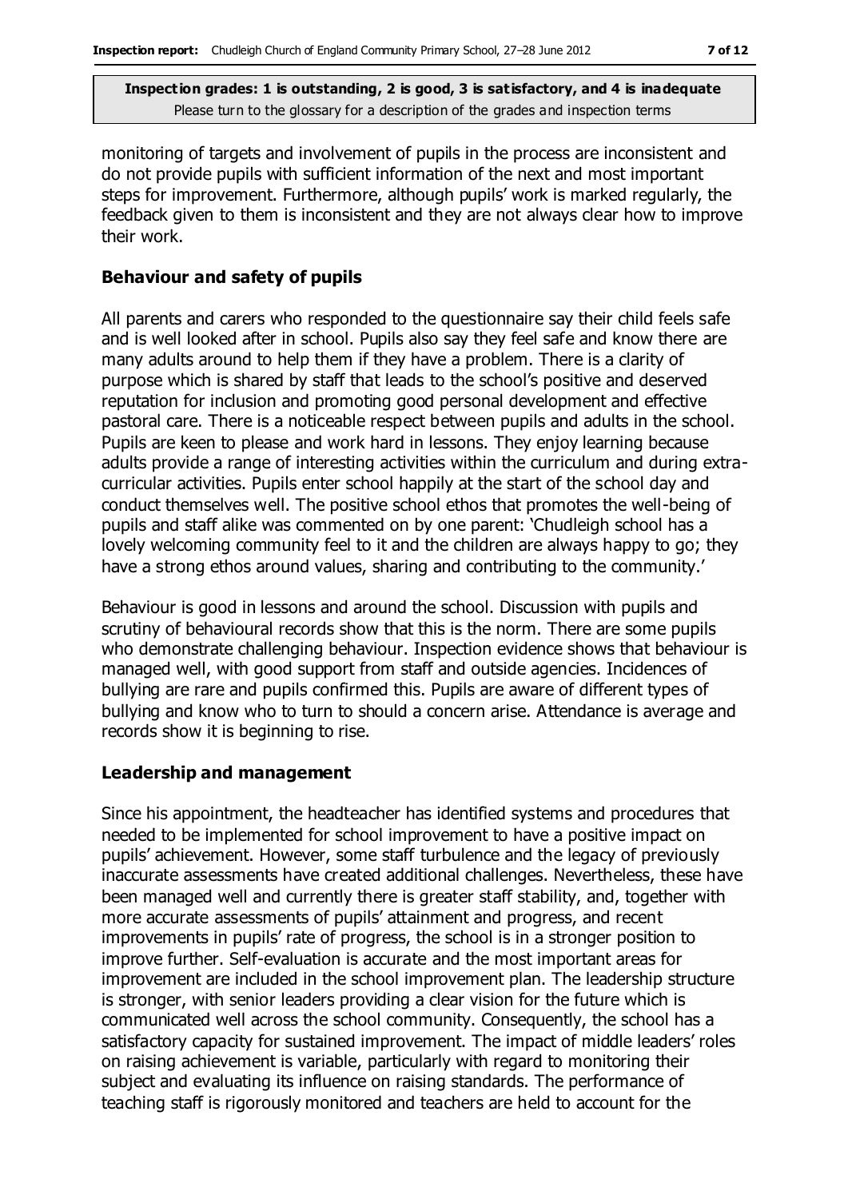monitoring of targets and involvement of pupils in the process are inconsistent and do not provide pupils with sufficient information of the next and most important steps for improvement. Furthermore, although pupils' work is marked regularly, the feedback given to them is inconsistent and they are not always clear how to improve their work.

### Behaviour and safety of pupils

All parents and carers who responded to the questionnaire say their child feels safe and is well looked after in school. Pupils also say they feel safe and know there are many adults around to help them if they have a problem. There is a clarity of purpose which is shared by staff that leads to the school's positive and deserved reputation for inclusion and promoting good personal development and effective pastoral care. There is a noticeable respect between pupils and adults in the school. Pupils are keen to please and work hard in lessons. They enjoy learning because adults provide a range of interesting activities within the curriculum and during extra-curricular activities. Pupils enter school happily at the start of the school day and conduct themselves well. The positive school ethos that promotes the well-being of pupils and staff alike was commented on by one parent: 'Chudleigh school has a lovely welcoming community feel to it and the children are always happy to go; they have a strong ethos around values, sharing and contributing to the community.'

Behaviour is good in lessons and around the school. Discussion with pupils and scrutiny of behavioural records show that this is the norm. There are some pupils who demonstrate challenging behaviour. Inspection evidence shows that behaviour is managed well, with good support from staff and outside agencies. Incidences of bullying are rare and pupils confirmed this. Pupils are aware of different types of bullying and know who to turn to should a concern arise. Attendance is average and records show it is beginning to rise.

### Leadership and management

Since his appointment, the headteacher has identified systems and procedures that needed to be implemented for school improvement to have a positive impact on pupils' achievement. However, some staff turbulence and the legacy of previously inaccurate assessments have created additional challenges. Nevertheless, these have been managed well and currently there is greater staff stability, and, together with more accurate assessments of pupils' attainment and progress, and recent improvements in pupils' rate of progress, the school is in a stronger position to improve further. Self-evaluation is accurate and the most important areas for improvement are included in the school improvement plan. The leadership structure is stronger, with senior leaders providing a clear vision for the future which is communicated well across the school community. Consequently, the school has a satisfactory capacity for sustained improvement. The impact of middle leaders' roles on raising achievement is variable, particularly with regard to monitoring their subject and evaluating its influence on raising standards. The performance of teaching staff is rigorously monitored and teachers are held to account for the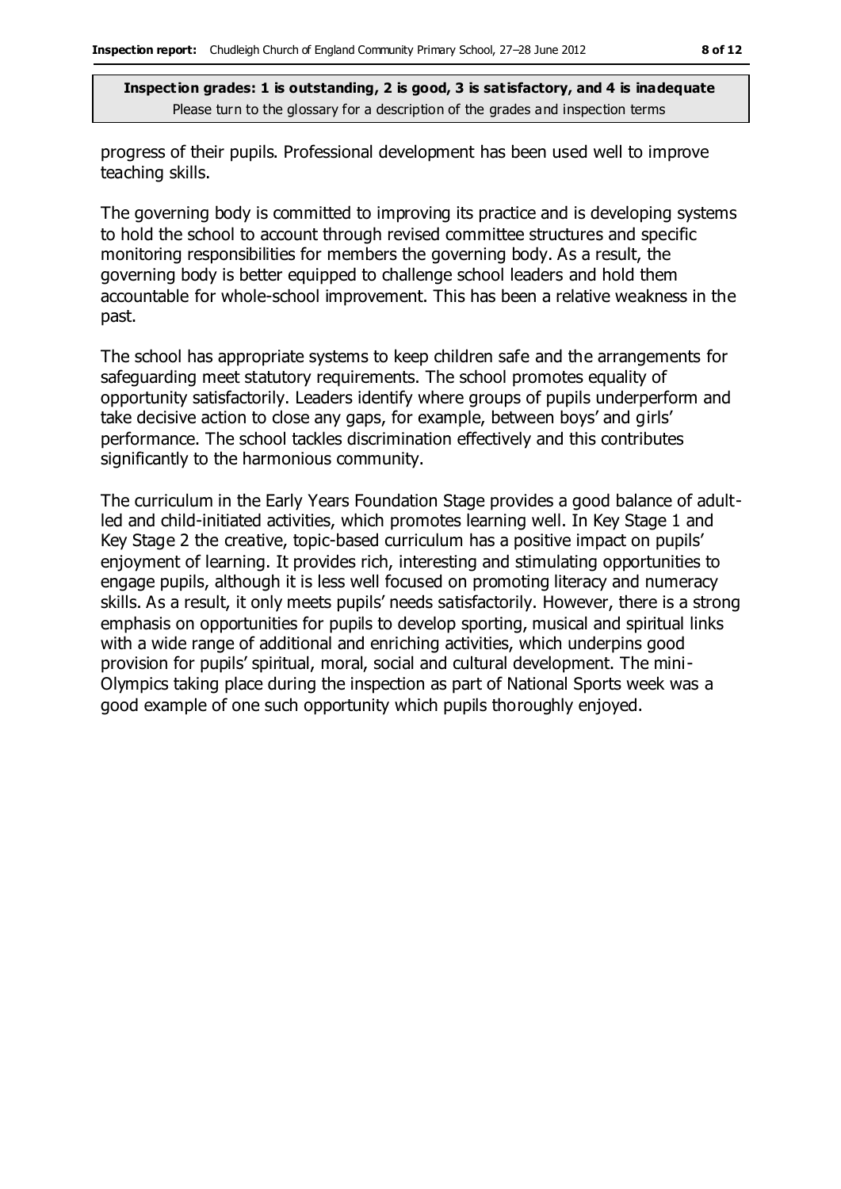progress of their pupils. Professional development has been used well to improve teaching skills.

The governing body is committed to improving its practice and is developing systems to hold the school to account through revised committee structures and specific monitoring responsibilities for members the governing body. As a result, the governing body is better equipped to challenge school leaders and hold them accountable for whole-school improvement. This has been a relative weakness in the past.

The school has appropriate systems to keep children safe and the arrangements for safeguarding meet statutory requirements. The school promotes equality of opportunity satisfactorily. Leaders identify where groups of pupils underperform and take decisive action to close any gaps, for example, between boys' and girls' performance. The school tackles discrimination effectively and this contributes significantly to the harmonious community.

The curriculum in the Early Years Foundation Stage provides a good balance of adult-led and child-initiated activities, which promotes learning well. In Key Stage 1 and Key Stage 2 the creative, topic-based curriculum has a positive impact on pupils' enjoyment of learning. It provides rich, interesting and stimulating opportunities to engage pupils, although it is less well focused on promoting literacy and numeracy skills. As a result, it only meets pupils' needs satisfactorily. However, there is a strong emphasis on opportunities for pupils to develop sporting, musical and spiritual links with a wide range of additional and enriching activities, which underpins good provision for pupils' spiritual, moral, social and cultural development. The mini-Olympics taking place during the inspection as part of National Sports week was a good example of one such opportunity which pupils thoroughly enjoyed.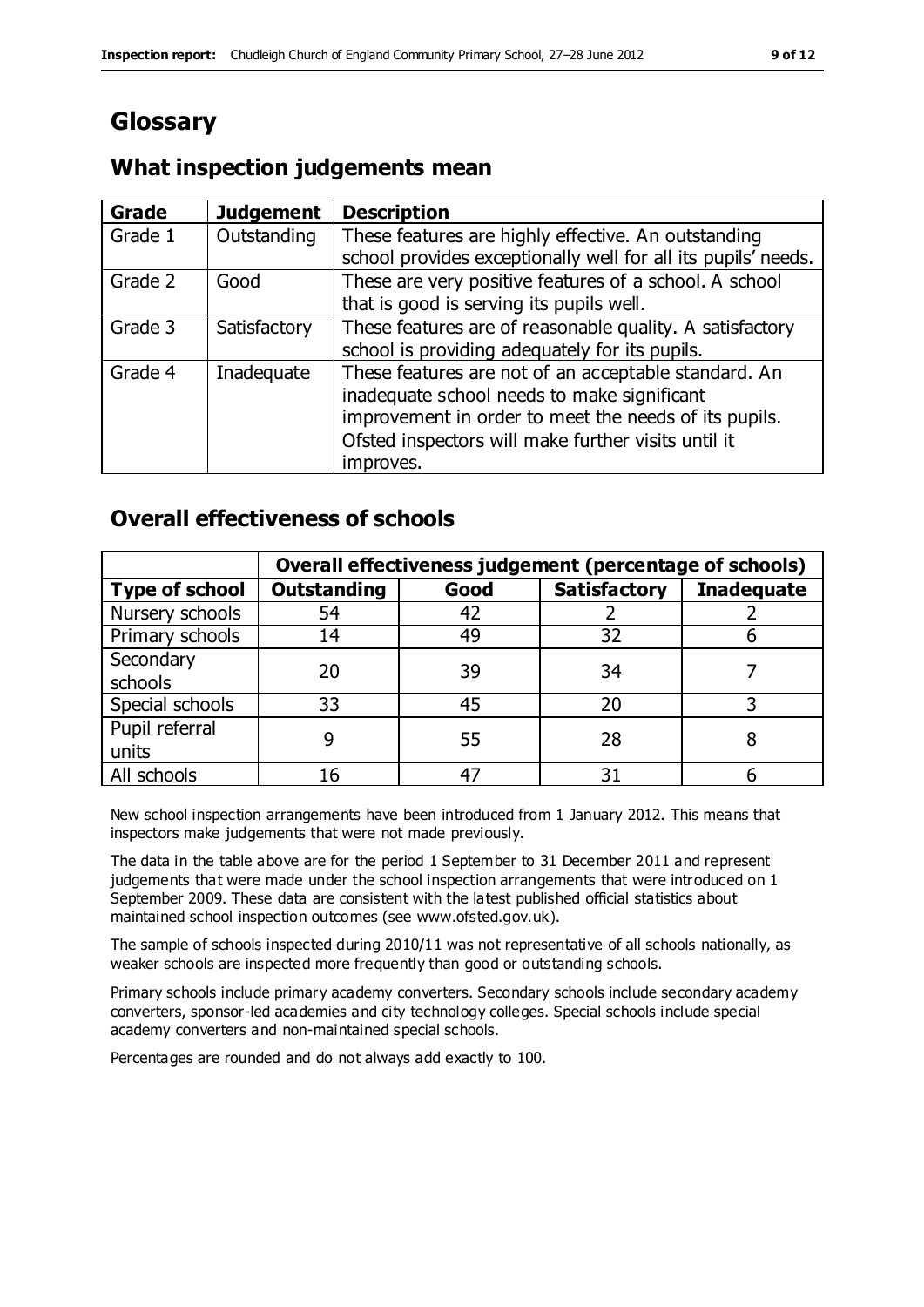# Glossary

## What inspection judgements mean

| Grade | Judgement | Description |
|---|---|---|
| Grade 1 | Outstanding | These features are highly effective. An outstanding school provides exceptionally well for all its pupils' needs. |
| Grade 2 | Good | These are very positive features of a school. A school that is good is serving its pupils well. |
| Grade 3 | Satisfactory | These features are of reasonable quality. A satisfactory school is providing adequately for its pupils. |
| Grade 4 | Inadequate | These features are not of an acceptable standard. An inadequate school needs to make significant improvement in order to meet the needs of its pupils. Ofsted inspectors will make further visits until it improves. |

## Overall effectiveness of schools

| | Overall effectiveness judgement (percentage of schools) | | | |
|---|---|---|---|---|
| **Type of school** | **Outstanding** | **Good** | **Satisfactory** | **Inadequate** |
| Nursery schools | 54 | 42 | 2 | 2 |
| Primary schools | 14 | 49 | 32 | 6 |
| Secondary schools | 20 | 39 | 34 | 7 |
| Special schools | 33 | 45 | 20 | 3 |
| Pupil referral units | 9 | 55 | 28 | 8 |
| All schools | 16 | 47 | 31 | 6 |

New school inspection arrangements have been introduced from 1 January 2012. This means that inspectors make judgements that were not made previously.

The data in the table above are for the period 1 September to 31 December 2011 and represent judgements that were made under the school inspection arrangements that were introduced on 1 September 2009. These data are consistent with the latest published official statistics about maintained school inspection outcomes (see www.ofsted.gov.uk).

The sample of schools inspected during 2010/11 was not representative of all schools nationally, as weaker schools are inspected more frequently than good or outstanding schools.

Primary schools include primary academy converters. Secondary schools include secondary academy converters, sponsor-led academies and city technology colleges. Special schools include special academy converters and non-maintained special schools.

Percentages are rounded and do not always add exactly to 100.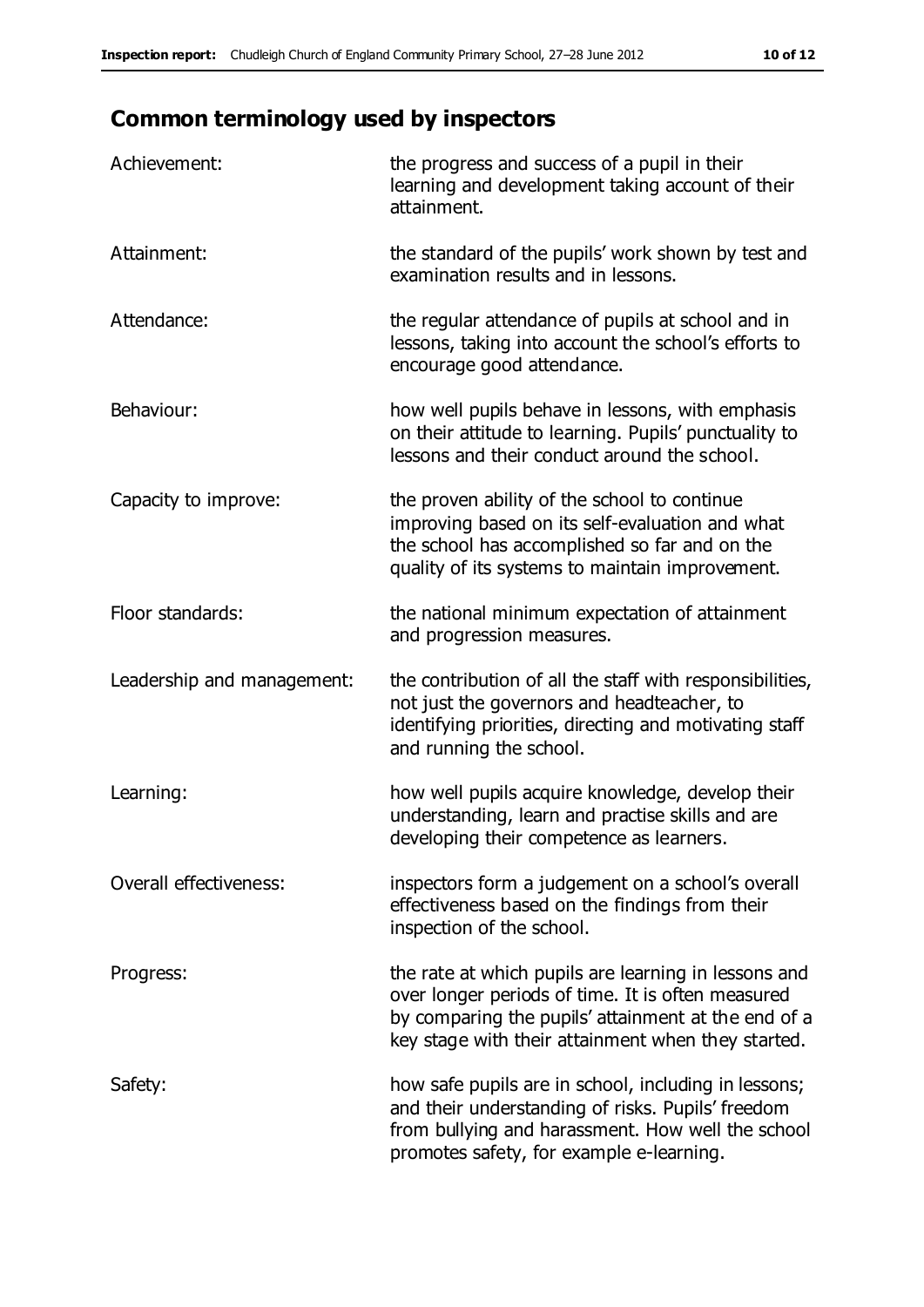## Common terminology used by inspectors

| | |
|---|---|
| Achievement: | the progress and success of a pupil in their learning and development taking account of their attainment. |
| Attainment: | the standard of the pupils' work shown by test and examination results and in lessons. |
| Attendance: | the regular attendance of pupils at school and in lessons, taking into account the school's efforts to encourage good attendance. |
| Behaviour: | how well pupils behave in lessons, with emphasis on their attitude to learning. Pupils' punctuality to lessons and their conduct around the school. |
| Capacity to improve: | the proven ability of the school to continue improving based on its self-evaluation and what the school has accomplished so far and on the quality of its systems to maintain improvement. |
| Floor standards: | the national minimum expectation of attainment and progression measures. |
| Leadership and management: | the contribution of all the staff with responsibilities, not just the governors and headteacher, to identifying priorities, directing and motivating staff and running the school. |
| Learning: | how well pupils acquire knowledge, develop their understanding, learn and practise skills and are developing their competence as learners. |
| Overall effectiveness: | inspectors form a judgement on a school's overall effectiveness based on the findings from their inspection of the school. |
| Progress: | the rate at which pupils are learning in lessons and over longer periods of time. It is often measured by comparing the pupils' attainment at the end of a key stage with their attainment when they started. |
| Safety: | how safe pupils are in school, including in lessons; and their understanding of risks. Pupils' freedom from bullying and harassment. How well the school promotes safety, for example e-learning. |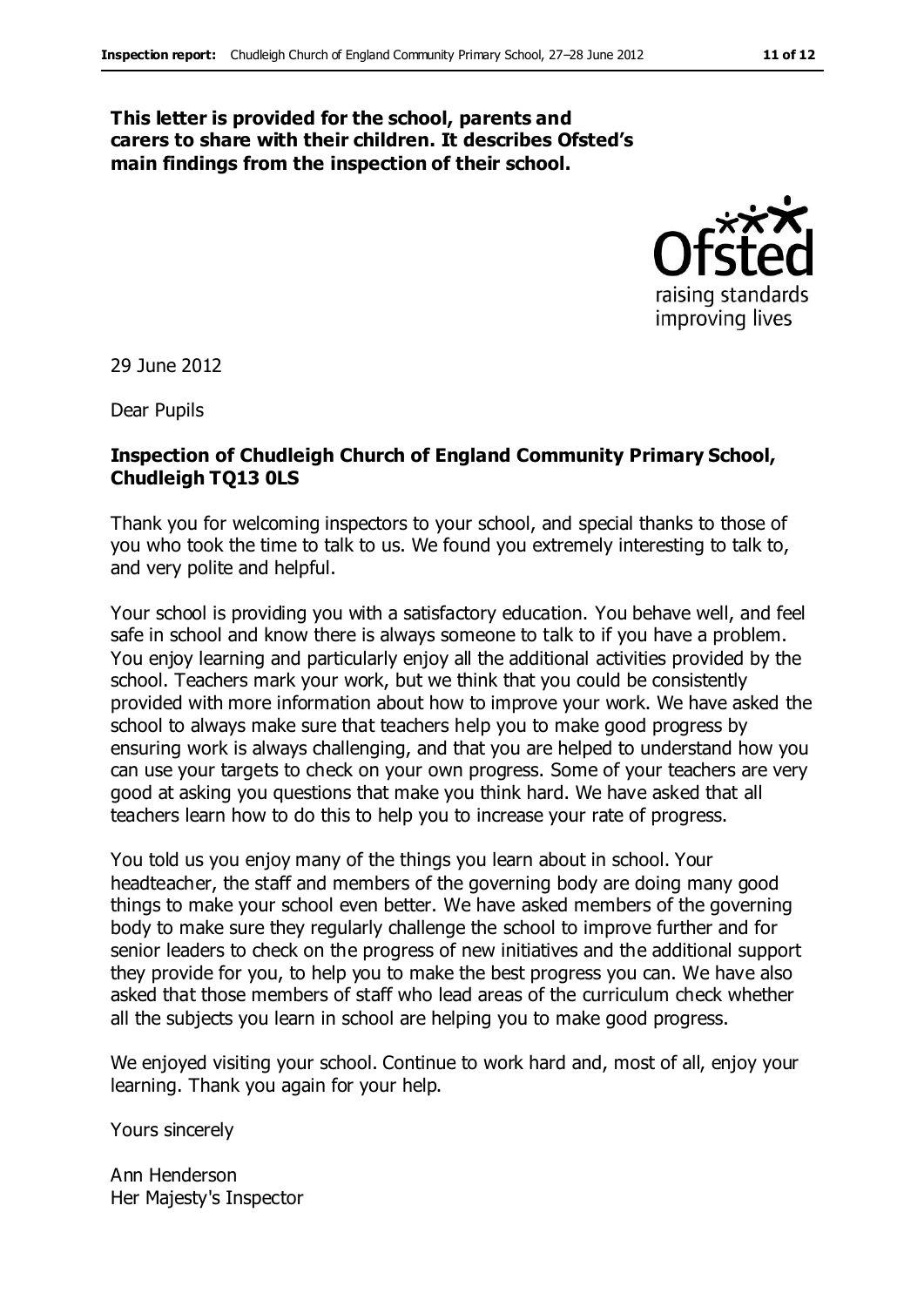**This letter is provided for the school, parents and carers to share with their children. It describes Ofsted's main findings from the inspection of their school.**

29 June 2012

Dear Pupils

**Inspection of Chudleigh Church of England Community Primary School, Chudleigh TQ13 0LS**

Thank you for welcoming inspectors to your school, and special thanks to those of you who took the time to talk to us. We found you extremely interesting to talk to, and very polite and helpful.

Your school is providing you with a satisfactory education. You behave well, and feel safe in school and know there is always someone to talk to if you have a problem. You enjoy learning and particularly enjoy all the additional activities provided by the school. Teachers mark your work, but we think that you could be consistently provided with more information about how to improve your work. We have asked the school to always make sure that teachers help you to make good progress by ensuring work is always challenging, and that you are helped to understand how you can use your targets to check on your own progress. Some of your teachers are very good at asking you questions that make you think hard. We have asked that all teachers learn how to do this to help you to increase your rate of progress.

You told us you enjoy many of the things you learn about in school. Your headteacher, the staff and members of the governing body are doing many good things to make your school even better. We have asked members of the governing body to make sure they regularly challenge the school to improve further and for senior leaders to check on the progress of new initiatives and the additional support they provide for you, to help you to make the best progress you can. We have also asked that those members of staff who lead areas of the curriculum check whether all the subjects you learn in school are helping you to make good progress.

We enjoyed visiting your school. Continue to work hard and, most of all, enjoy your learning. Thank you again for your help.

Yours sincerely

Ann Henderson
Her Majesty's Inspector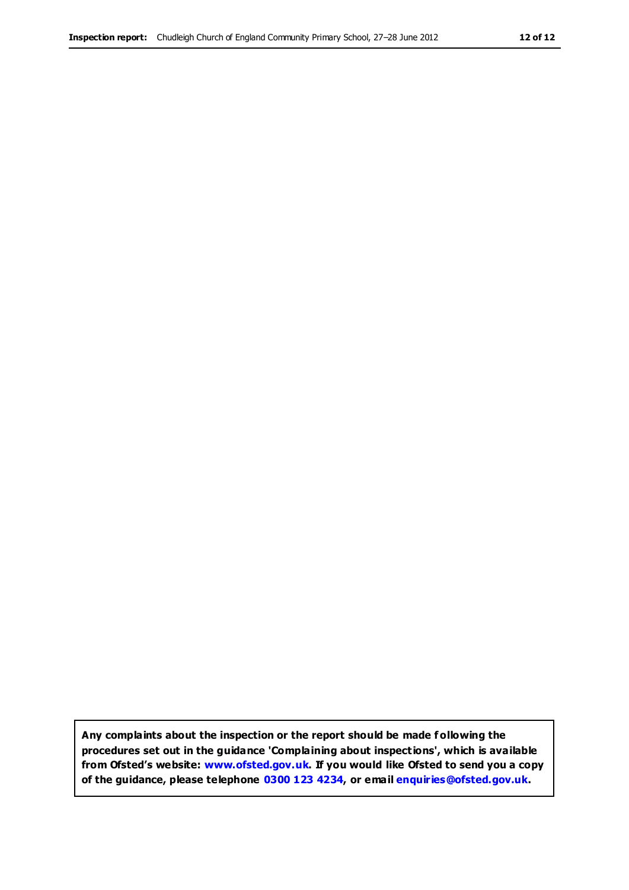**Any complaints about the inspection or the report should be made following the procedures set out in the guidance 'Complaining about inspections', which is available from Ofsted's website: www.ofsted.gov.uk. If you would like Ofsted to send you a copy of the guidance, please telephone 0300 123 4234, or email enquiries@ofsted.gov.uk.**